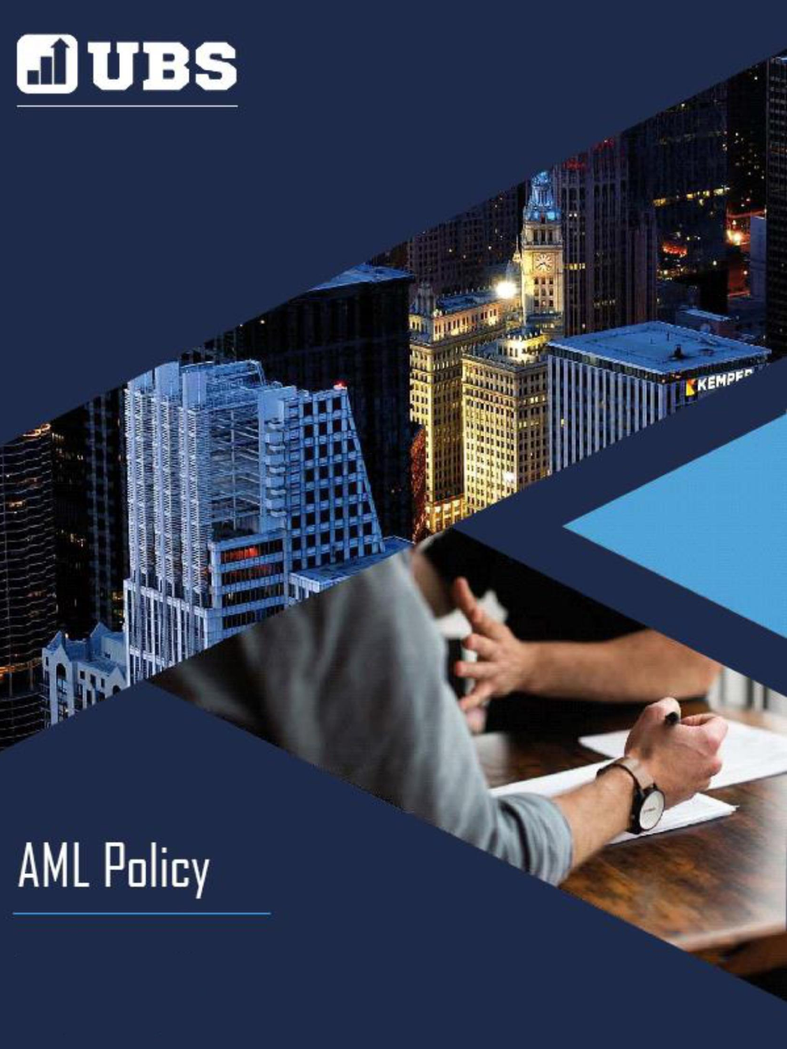UBS

# AML Policy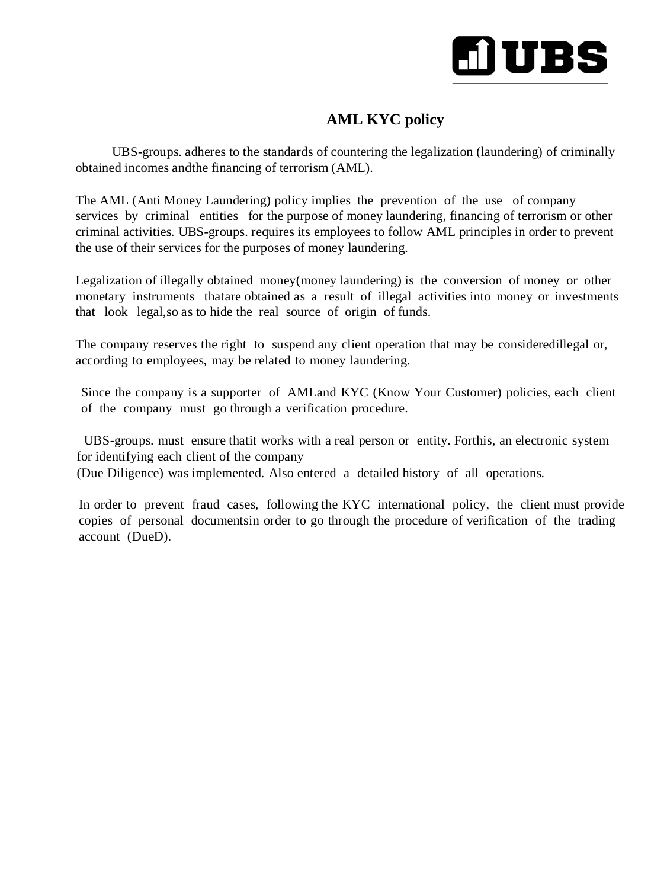# AML KYC policy

UBS-groups. adheres to the standards of countering the legalization (laundering) of criminally obtained incomes andthe financing of terrorism (AML).

The AML (Anti Money Laundering) policy implies the prevention of the use of company services by criminal entities for the purpose of money laundering, financing of terrorism or other criminal activities. UBS-groups. requires its employees to follow AML principles in order to prevent the use of their services for the purposes of money laundering.

Legalization of illegally obtained money(money laundering) is the conversion of money or other monetary instruments thatare obtained as a result of illegal activities into money or investments that look legal,so as to hide the real source of origin of funds.

The company reserves the right to suspend any client operation that may be consideredillegal or, according to employees, may be related to money laundering.

Since the company is a supporter of AMLand KYC (Know Your Customer) policies, each client of the company must go through a verification procedure.

UBS-groups. must ensure thatit works with a real person or entity. Forthis, an electronic system for identifying each client of the company
(Due Diligence) was implemented. Also entered a detailed history of all operations.

In order to prevent fraud cases, following the KYC international policy, the client must provide copies of personal documentsin order to go through the procedure of verification of the trading account (DueD).